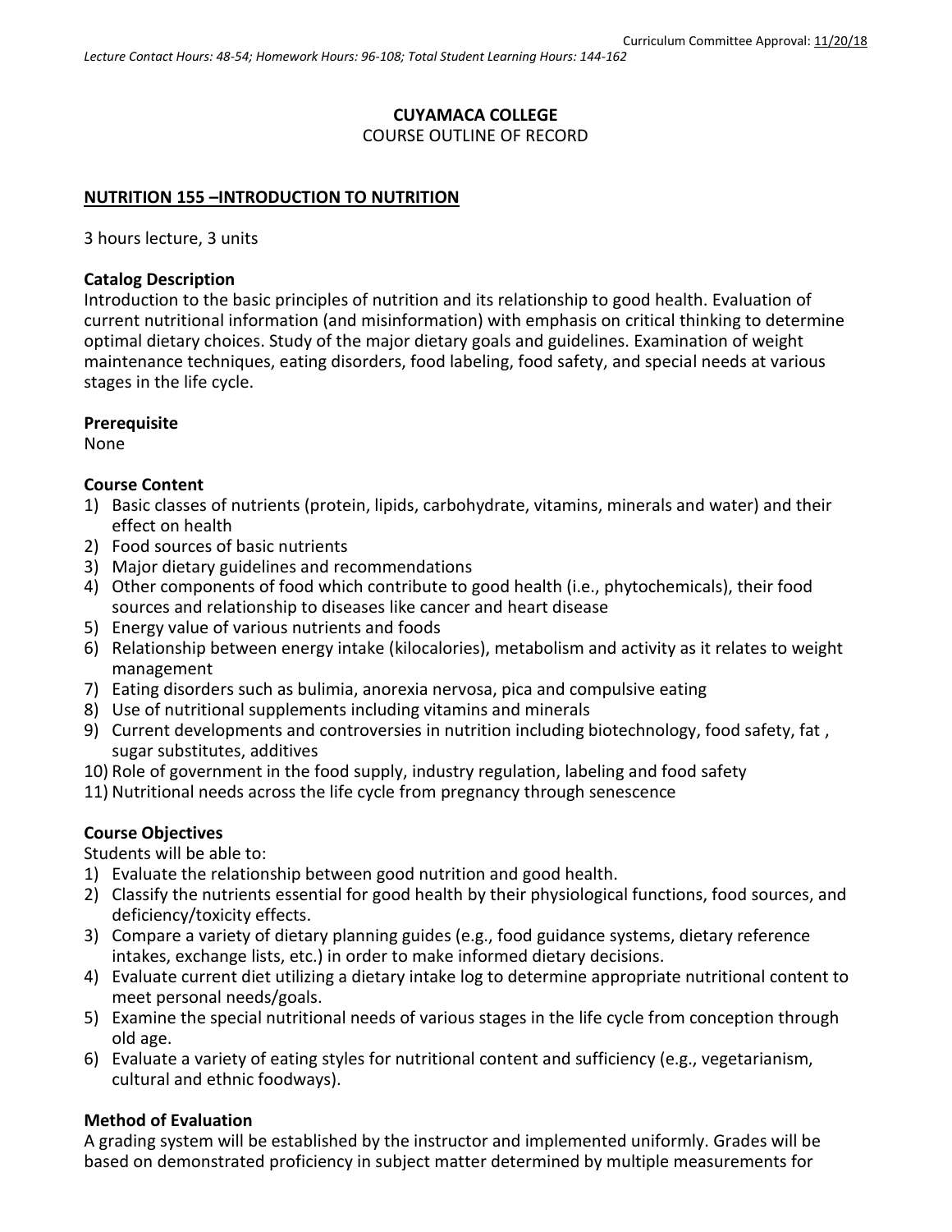Curriculum Committee Approval: 11/20/18

*Lecture Contact Hours: 48-54; Homework Hours: 96-108; Total Student Learning Hours: 144-162*

**CUYAMACA COLLEGE**
COURSE OUTLINE OF RECORD

**NUTRITION 155 –INTRODUCTION TO NUTRITION**

3 hours lecture, 3 units

**Catalog Description**
Introduction to the basic principles of nutrition and its relationship to good health. Evaluation of current nutritional information (and misinformation) with emphasis on critical thinking to determine optimal dietary choices. Study of the major dietary goals and guidelines. Examination of weight maintenance techniques, eating disorders, food labeling, food safety, and special needs at various stages in the life cycle.

**Prerequisite**
None

**Course Content**
1) Basic classes of nutrients (protein, lipids, carbohydrate, vitamins, minerals and water) and their effect on health
2) Food sources of basic nutrients
3) Major dietary guidelines and recommendations
4) Other components of food which contribute to good health (i.e., phytochemicals), their food sources and relationship to diseases like cancer and heart disease
5) Energy value of various nutrients and foods
6) Relationship between energy intake (kilocalories), metabolism and activity as it relates to weight management
7) Eating disorders such as bulimia, anorexia nervosa, pica and compulsive eating
8) Use of nutritional supplements including vitamins and minerals
9) Current developments and controversies in nutrition including biotechnology, food safety, fat , sugar substitutes, additives
10) Role of government in the food supply, industry regulation, labeling and food safety
11) Nutritional needs across the life cycle from pregnancy through senescence

**Course Objectives**
Students will be able to:
1) Evaluate the relationship between good nutrition and good health.
2) Classify the nutrients essential for good health by their physiological functions, food sources, and deficiency/toxicity effects.
3) Compare a variety of dietary planning guides (e.g., food guidance systems, dietary reference intakes, exchange lists, etc.) in order to make informed dietary decisions.
4) Evaluate current diet utilizing a dietary intake log to determine appropriate nutritional content to meet personal needs/goals.
5) Examine the special nutritional needs of various stages in the life cycle from conception through old age.
6) Evaluate a variety of eating styles for nutritional content and sufficiency (e.g., vegetarianism, cultural and ethnic foodways).

**Method of Evaluation**
A grading system will be established by the instructor and implemented uniformly. Grades will be based on demonstrated proficiency in subject matter determined by multiple measurements for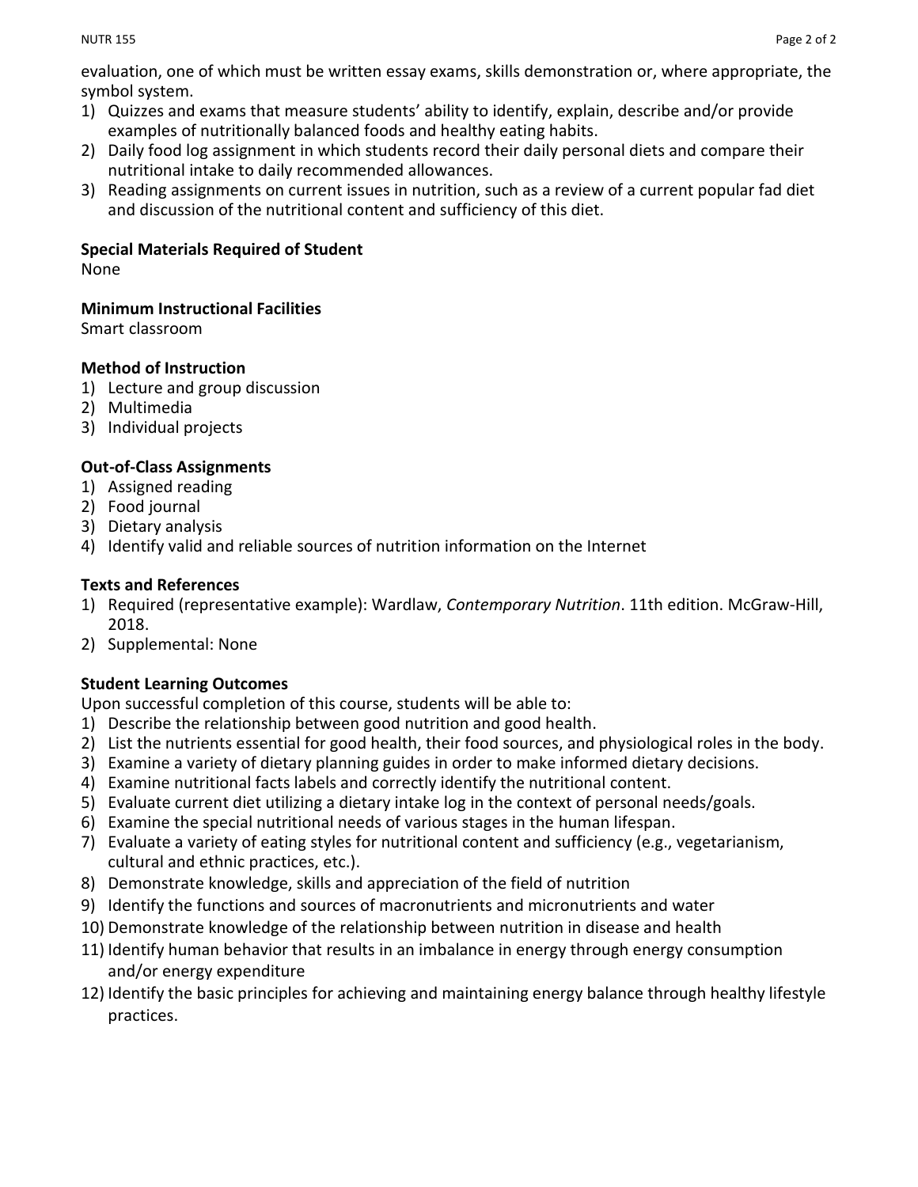evaluation, one of which must be written essay exams, skills demonstration or, where appropriate, the symbol system.

1) Quizzes and exams that measure students' ability to identify, explain, describe and/or provide examples of nutritionally balanced foods and healthy eating habits.
2) Daily food log assignment in which students record their daily personal diets and compare their nutritional intake to daily recommended allowances.
3) Reading assignments on current issues in nutrition, such as a review of a current popular fad diet and discussion of the nutritional content and sufficiency of this diet.

**Special Materials Required of Student**

None

**Minimum Instructional Facilities**

Smart classroom

**Method of Instruction**

1) Lecture and group discussion
2) Multimedia
3) Individual projects

**Out-of-Class Assignments**

1) Assigned reading
2) Food journal
3) Dietary analysis
4) Identify valid and reliable sources of nutrition information on the Internet

**Texts and References**

1) Required (representative example): Wardlaw, *Contemporary Nutrition*. 11th edition. McGraw-Hill, 2018.
2) Supplemental: None

**Student Learning Outcomes**

Upon successful completion of this course, students will be able to:

1) Describe the relationship between good nutrition and good health.
2) List the nutrients essential for good health, their food sources, and physiological roles in the body.
3) Examine a variety of dietary planning guides in order to make informed dietary decisions.
4) Examine nutritional facts labels and correctly identify the nutritional content.
5) Evaluate current diet utilizing a dietary intake log in the context of personal needs/goals.
6) Examine the special nutritional needs of various stages in the human lifespan.
7) Evaluate a variety of eating styles for nutritional content and sufficiency (e.g., vegetarianism, cultural and ethnic practices, etc.).
8) Demonstrate knowledge, skills and appreciation of the field of nutrition
9) Identify the functions and sources of macronutrients and micronutrients and water
10) Demonstrate knowledge of the relationship between nutrition in disease and health
11) Identify human behavior that results in an imbalance in energy through energy consumption and/or energy expenditure
12) Identify the basic principles for achieving and maintaining energy balance through healthy lifestyle practices.